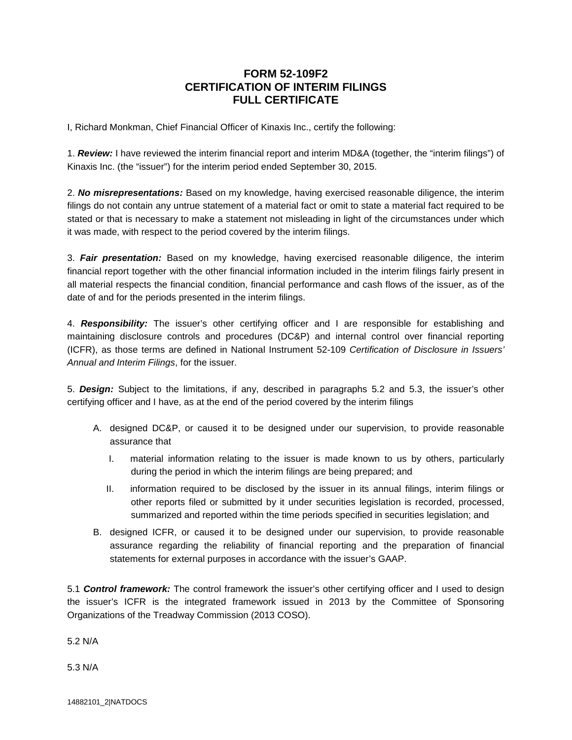# FORM 52-109F2
# CERTIFICATION OF INTERIM FILINGS
# FULL CERTIFICATE

I, Richard Monkman, Chief Financial Officer of Kinaxis Inc., certify the following:

1. ***Review:*** I have reviewed the interim financial report and interim MD&A (together, the "interim filings") of Kinaxis Inc. (the "issuer") for the interim period ended September 30, 2015.

2. ***No misrepresentations:*** Based on my knowledge, having exercised reasonable diligence, the interim filings do not contain any untrue statement of a material fact or omit to state a material fact required to be stated or that is necessary to make a statement not misleading in light of the circumstances under which it was made, with respect to the period covered by the interim filings.

3. ***Fair presentation:*** Based on my knowledge, having exercised reasonable diligence, the interim financial report together with the other financial information included in the interim filings fairly present in all material respects the financial condition, financial performance and cash flows of the issuer, as of the date of and for the periods presented in the interim filings.

4. ***Responsibility:*** The issuer's other certifying officer and I are responsible for establishing and maintaining disclosure controls and procedures (DC&P) and internal control over financial reporting (ICFR), as those terms are defined in National Instrument 52-109 *Certification of Disclosure in Issuers' Annual and Interim Filings*, for the issuer.

5. ***Design:*** Subject to the limitations, if any, described in paragraphs 5.2 and 5.3, the issuer's other certifying officer and I have, as at the end of the period covered by the interim filings

   A. designed DC&P, or caused it to be designed under our supervision, to provide reasonable assurance that

      I. material information relating to the issuer is made known to us by others, particularly during the period in which the interim filings are being prepared; and

      II. information required to be disclosed by the issuer in its annual filings, interim filings or other reports filed or submitted by it under securities legislation is recorded, processed, summarized and reported within the time periods specified in securities legislation; and

   B. designed ICFR, or caused it to be designed under our supervision, to provide reasonable assurance regarding the reliability of financial reporting and the preparation of financial statements for external purposes in accordance with the issuer's GAAP.

5.1 ***Control framework:*** The control framework the issuer's other certifying officer and I used to design the issuer's ICFR is the integrated framework issued in 2013 by the Committee of Sponsoring Organizations of the Treadway Commission (2013 COSO).

5.2 N/A

5.3 N/A

14882101_2|NATDOCS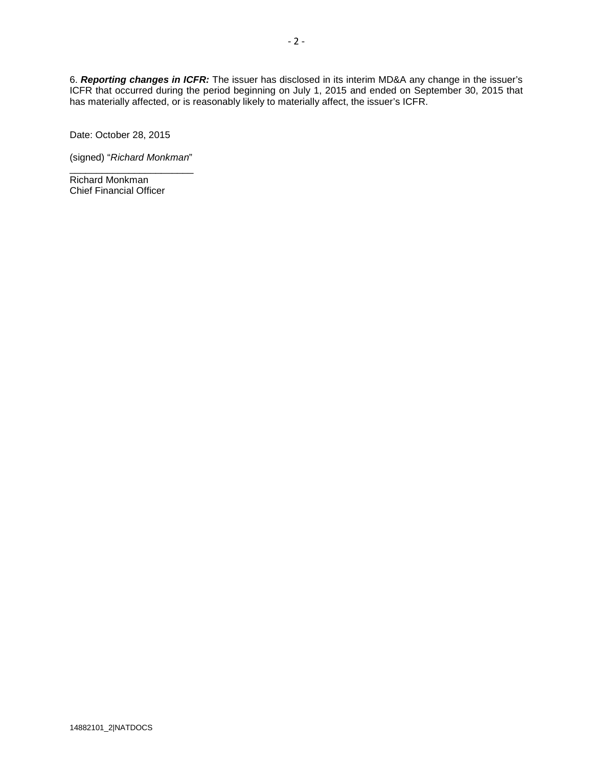6. ***Reporting changes in ICFR:*** The issuer has disclosed in its interim MD&A any change in the issuer's ICFR that occurred during the period beginning on July 1, 2015 and ended on September 30, 2015 that has materially affected, or is reasonably likely to materially affect, the issuer's ICFR.

Date: October 28, 2015

(signed) "*Richard Monkman*"

______________________

Richard Monkman
Chief Financial Officer

14882101_2|NATDOCS